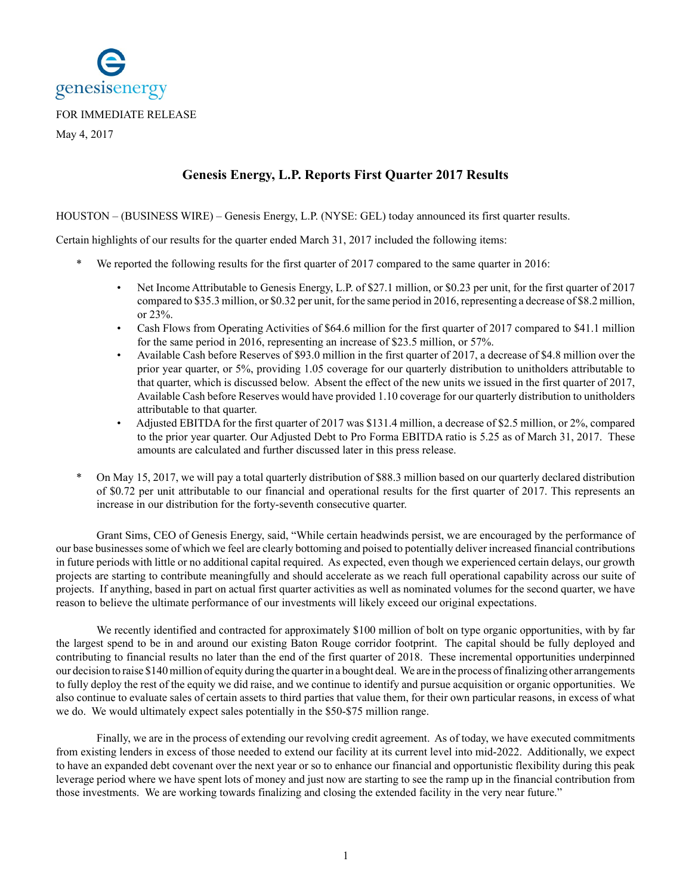genesisenergy

FOR IMMEDIATE RELEASE

May 4, 2017

# Genesis Energy, L.P. Reports First Quarter 2017 Results

HOUSTON – (BUSINESS WIRE) – Genesis Energy, L.P. (NYSE: GEL) today announced its first quarter results.

Certain highlights of our results for the quarter ended March 31, 2017 included the following items:

* We reported the following results for the first quarter of 2017 compared to the same quarter in 2016:
    - Net Income Attributable to Genesis Energy, L.P. of $27.1 million, or $0.23 per unit, for the first quarter of 2017 compared to $35.3 million, or $0.32 per unit, for the same period in 2016, representing a decrease of $8.2 million, or 23%.
    - Cash Flows from Operating Activities of $64.6 million for the first quarter of 2017 compared to $41.1 million for the same period in 2016, representing an increase of $23.5 million, or 57%.
    - Available Cash before Reserves of $93.0 million in the first quarter of 2017, a decrease of $4.8 million over the prior year quarter, or 5%, providing 1.05 coverage for our quarterly distribution to unitholders attributable to that quarter, which is discussed below. Absent the effect of the new units we issued in the first quarter of 2017, Available Cash before Reserves would have provided 1.10 coverage for our quarterly distribution to unitholders attributable to that quarter.
    - Adjusted EBITDA for the first quarter of 2017 was $131.4 million, a decrease of $2.5 million, or 2%, compared to the prior year quarter. Our Adjusted Debt to Pro Forma EBITDA ratio is 5.25 as of March 31, 2017. These amounts are calculated and further discussed later in this press release.
* On May 15, 2017, we will pay a total quarterly distribution of $88.3 million based on our quarterly declared distribution of $0.72 per unit attributable to our financial and operational results for the first quarter of 2017. This represents an increase in our distribution for the forty-seventh consecutive quarter.

Grant Sims, CEO of Genesis Energy, said, "While certain headwinds persist, we are encouraged by the performance of our base businesses some of which we feel are clearly bottoming and poised to potentially deliver increased financial contributions in future periods with little or no additional capital required. As expected, even though we experienced certain delays, our growth projects are starting to contribute meaningfully and should accelerate as we reach full operational capability across our suite of projects. If anything, based in part on actual first quarter activities as well as nominated volumes for the second quarter, we have reason to believe the ultimate performance of our investments will likely exceed our original expectations.

We recently identified and contracted for approximately $100 million of bolt on type organic opportunities, with by far the largest spend to be in and around our existing Baton Rouge corridor footprint. The capital should be fully deployed and contributing to financial results no later than the end of the first quarter of 2018. These incremental opportunities underpinned our decision to raise $140 million of equity during the quarter in a bought deal. We are in the process of finalizing other arrangements to fully deploy the rest of the equity we did raise, and we continue to identify and pursue acquisition or organic opportunities. We also continue to evaluate sales of certain assets to third parties that value them, for their own particular reasons, in excess of what we do. We would ultimately expect sales potentially in the $50-$75 million range.

Finally, we are in the process of extending our revolving credit agreement. As of today, we have executed commitments from existing lenders in excess of those needed to extend our facility at its current level into mid-2022. Additionally, we expect to have an expanded debt covenant over the next year or so to enhance our financial and opportunistic flexibility during this peak leverage period where we have spent lots of money and just now are starting to see the ramp up in the financial contribution from those investments. We are working towards finalizing and closing the extended facility in the very near future."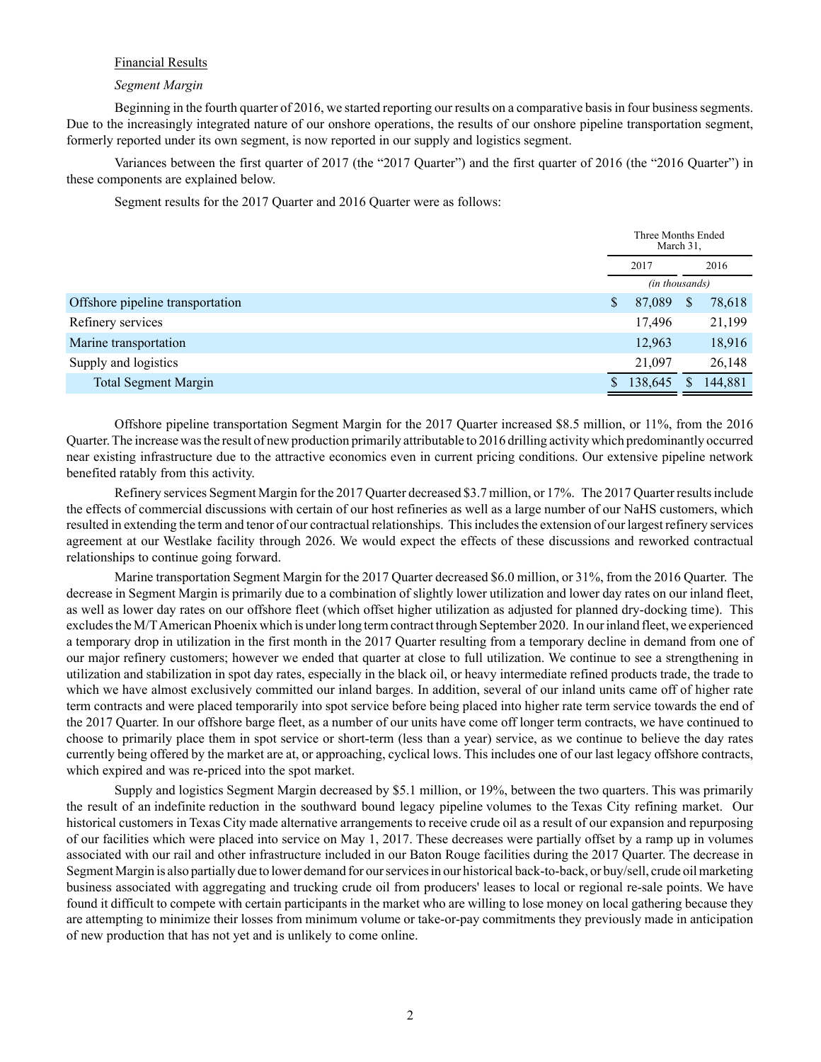Financial Results

*Segment Margin*

Beginning in the fourth quarter of 2016, we started reporting our results on a comparative basis in four business segments. Due to the increasingly integrated nature of our onshore operations, the results of our onshore pipeline transportation segment, formerly reported under its own segment, is now reported in our supply and logistics segment.

Variances between the first quarter of 2017 (the "2017 Quarter") and the first quarter of 2016 (the "2016 Quarter") in these components are explained below.

Segment results for the 2017 Quarter and 2016 Quarter were as follows:

| | Three Months Ended March 31, | |
|---|---|---|
| | 2017 | 2016 |
| | *(in thousands)* | |
| Offshore pipeline transportation | $ 87,089 | $ 78,618 |
| Refinery services | 17,496 | 21,199 |
| Marine transportation | 12,963 | 18,916 |
| Supply and logistics | 21,097 | 26,148 |
| Total Segment Margin | $ 138,645 | $ 144,881 |

Offshore pipeline transportation Segment Margin for the 2017 Quarter increased $8.5 million, or 11%, from the 2016 Quarter. The increase was the result of new production primarily attributable to 2016 drilling activity which predominantly occurred near existing infrastructure due to the attractive economics even in current pricing conditions. Our extensive pipeline network benefited ratably from this activity.

Refinery services Segment Margin for the 2017 Quarter decreased $3.7 million, or 17%. The 2017 Quarter results include the effects of commercial discussions with certain of our host refineries as well as a large number of our NaHS customers, which resulted in extending the term and tenor of our contractual relationships. This includes the extension of our largest refinery services agreement at our Westlake facility through 2026. We would expect the effects of these discussions and reworked contractual relationships to continue going forward.

Marine transportation Segment Margin for the 2017 Quarter decreased $6.0 million, or 31%, from the 2016 Quarter. The decrease in Segment Margin is primarily due to a combination of slightly lower utilization and lower day rates on our inland fleet, as well as lower day rates on our offshore fleet (which offset higher utilization as adjusted for planned dry-docking time). This excludes the M/T American Phoenix which is under long term contract through September 2020. In our inland fleet, we experienced a temporary drop in utilization in the first month in the 2017 Quarter resulting from a temporary decline in demand from one of our major refinery customers; however we ended that quarter at close to full utilization. We continue to see a strengthening in utilization and stabilization in spot day rates, especially in the black oil, or heavy intermediate refined products trade, the trade to which we have almost exclusively committed our inland barges. In addition, several of our inland units came off of higher rate term contracts and were placed temporarily into spot service before being placed into higher rate term service towards the end of the 2017 Quarter. In our offshore barge fleet, as a number of our units have come off longer term contracts, we have continued to choose to primarily place them in spot service or short-term (less than a year) service, as we continue to believe the day rates currently being offered by the market are at, or approaching, cyclical lows. This includes one of our last legacy offshore contracts, which expired and was re-priced into the spot market.

Supply and logistics Segment Margin decreased by $5.1 million, or 19%, between the two quarters. This was primarily the result of an indefinite reduction in the southward bound legacy pipeline volumes to the Texas City refining market. Our historical customers in Texas City made alternative arrangements to receive crude oil as a result of our expansion and repurposing of our facilities which were placed into service on May 1, 2017. These decreases were partially offset by a ramp up in volumes associated with our rail and other infrastructure included in our Baton Rouge facilities during the 2017 Quarter. The decrease in Segment Margin is also partially due to lower demand for our services in our historical back-to-back, or buy/sell, crude oil marketing business associated with aggregating and trucking crude oil from producers' leases to local or regional re-sale points. We have found it difficult to compete with certain participants in the market who are willing to lose money on local gathering because they are attempting to minimize their losses from minimum volume or take-or-pay commitments they previously made in anticipation of new production that has not yet and is unlikely to come online.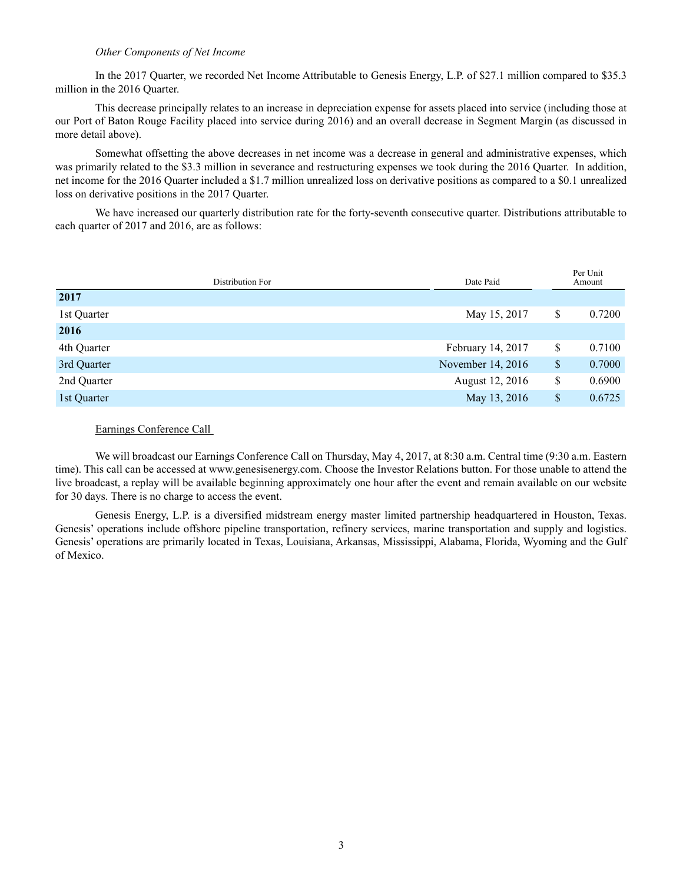*Other Components of Net Income*

In the 2017 Quarter, we recorded Net Income Attributable to Genesis Energy, L.P. of $27.1 million compared to $35.3 million in the 2016 Quarter.

This decrease principally relates to an increase in depreciation expense for assets placed into service (including those at our Port of Baton Rouge Facility placed into service during 2016) and an overall decrease in Segment Margin (as discussed in more detail above).

Somewhat offsetting the above decreases in net income was a decrease in general and administrative expenses, which was primarily related to the $3.3 million in severance and restructuring expenses we took during the 2016 Quarter. In addition, net income for the 2016 Quarter included a $1.7 million unrealized loss on derivative positions as compared to a $0.1 unrealized loss on derivative positions in the 2017 Quarter.

We have increased our quarterly distribution rate for the forty-seventh consecutive quarter. Distributions attributable to each quarter of 2017 and 2016, are as follows:

| Distribution For | Date Paid | Per Unit Amount |
|---|---|---|
| **2017** | | |
| 1st Quarter | May 15, 2017 | $ 0.7200 |
| **2016** | | |
| 4th Quarter | February 14, 2017 | $ 0.7100 |
| 3rd Quarter | November 14, 2016 | $ 0.7000 |
| 2nd Quarter | August 12, 2016 | $ 0.6900 |
| 1st Quarter | May 13, 2016 | $ 0.6725 |

Earnings Conference Call

We will broadcast our Earnings Conference Call on Thursday, May 4, 2017, at 8:30 a.m. Central time (9:30 a.m. Eastern time). This call can be accessed at www.genesisenergy.com. Choose the Investor Relations button. For those unable to attend the live broadcast, a replay will be available beginning approximately one hour after the event and remain available on our website for 30 days. There is no charge to access the event.

Genesis Energy, L.P. is a diversified midstream energy master limited partnership headquartered in Houston, Texas. Genesis' operations include offshore pipeline transportation, refinery services, marine transportation and supply and logistics. Genesis' operations are primarily located in Texas, Louisiana, Arkansas, Mississippi, Alabama, Florida, Wyoming and the Gulf of Mexico.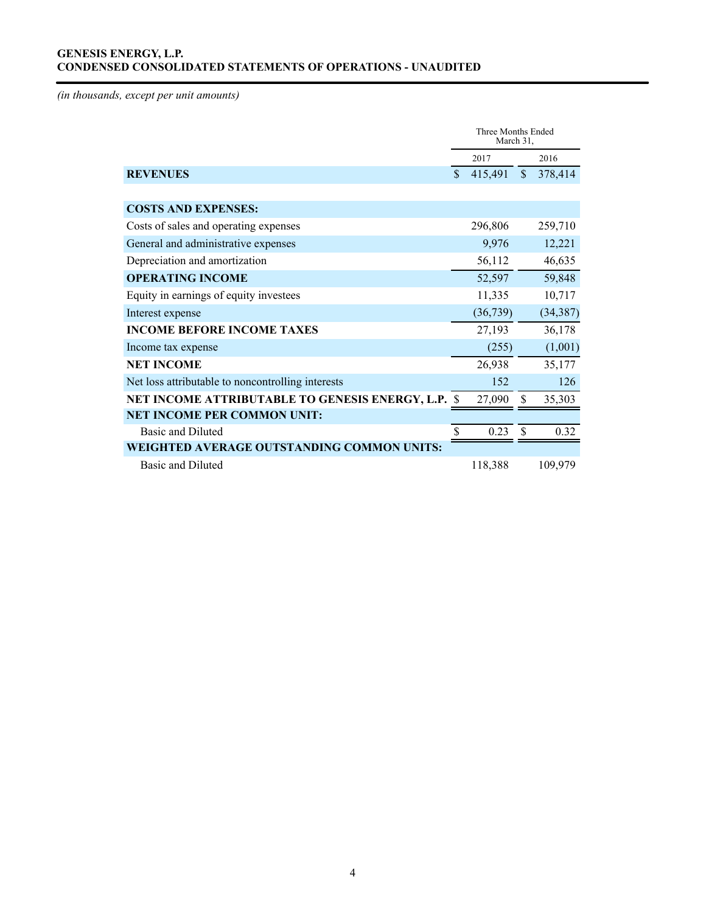**GENESIS ENERGY, L.P.**
**CONDENSED CONSOLIDATED STATEMENTS OF OPERATIONS - UNAUDITED**

*(in thousands, except per unit amounts)*

| | Three Months Ended March 31, | |
|---|---|---|
| | 2017 | 2016 |
| **REVENUES** | $ 415,491 | $ 378,414 |
| | | |
| **COSTS AND EXPENSES:** | | |
| Costs of sales and operating expenses | 296,806 | 259,710 |
| General and administrative expenses | 9,976 | 12,221 |
| Depreciation and amortization | 56,112 | 46,635 |
| **OPERATING INCOME** | 52,597 | 59,848 |
| Equity in earnings of equity investees | 11,335 | 10,717 |
| Interest expense | (36,739) | (34,387) |
| **INCOME BEFORE INCOME TAXES** | 27,193 | 36,178 |
| Income tax expense | (255) | (1,001) |
| **NET INCOME** | 26,938 | 35,177 |
| Net loss attributable to noncontrolling interests | 152 | 126 |
| **NET INCOME ATTRIBUTABLE TO GENESIS ENERGY, L.P.** | $ 27,090 | $ 35,303 |
| **NET INCOME PER COMMON UNIT:** | | |
| Basic and Diluted | $ 0.23 | $ 0.32 |
| **WEIGHTED AVERAGE OUTSTANDING COMMON UNITS:** | | |
| Basic and Diluted | 118,388 | 109,979 |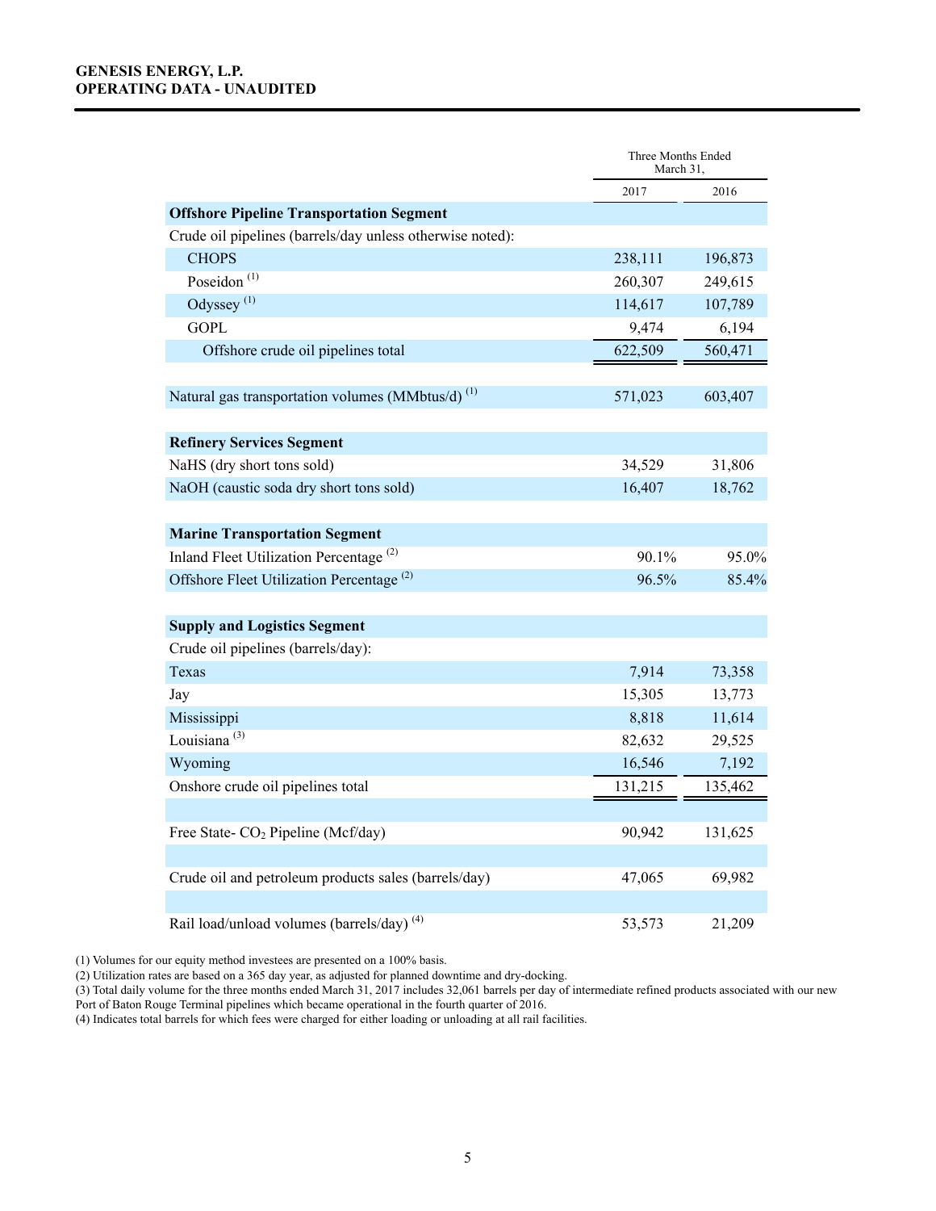**GENESIS ENERGY, L.P.**
**OPERATING DATA - UNAUDITED**

| | Three Months Ended March 31, | |
|---|---|---|
| | 2017 | 2016 |
| **Offshore Pipeline Transportation Segment** | | |
| Crude oil pipelines (barrels/day unless otherwise noted): | | |
| CHOPS | 238,111 | 196,873 |
| Poseidon [(1)] | 260,307 | 249,615 |
| Odyssey [(1)] | 114,617 | 107,789 |
| GOPL | 9,474 | 6,194 |
| Offshore crude oil pipelines total | 622,509 | 560,471 |
| | | |
| Natural gas transportation volumes (MMbtus/d) [(1)] | 571,023 | 603,407 |
| | | |
| **Refinery Services Segment** | | |
| NaHS (dry short tons sold) | 34,529 | 31,806 |
| NaOH (caustic soda dry short tons sold) | 16,407 | 18,762 |
| | | |
| **Marine Transportation Segment** | | |
| Inland Fleet Utilization Percentage [(2)] | 90.1% | 95.0% |
| Offshore Fleet Utilization Percentage [(2)] | 96.5% | 85.4% |
| | | |
| **Supply and Logistics Segment** | | |
| Crude oil pipelines (barrels/day): | | |
| Texas | 7,914 | 73,358 |
| Jay | 15,305 | 13,773 |
| Mississippi | 8,818 | 11,614 |
| Louisiana [(3)] | 82,632 | 29,525 |
| Wyoming | 16,546 | 7,192 |
| Onshore crude oil pipelines total | 131,215 | 135,462 |
| | | |
| Free State- $CO_2$ Pipeline (Mcf/day) | 90,942 | 131,625 |
| | | |
| Crude oil and petroleum products sales (barrels/day) | 47,065 | 69,982 |
| | | |
| Rail load/unload volumes (barrels/day) [(4)] | 53,573 | 21,209 |

(1) Volumes for our equity method investees are presented on a 100% basis.
(2) Utilization rates are based on a 365 day year, as adjusted for planned downtime and dry-docking.
(3) Total daily volume for the three months ended March 31, 2017 includes 32,061 barrels per day of intermediate refined products associated with our new Port of Baton Rouge Terminal pipelines which became operational in the fourth quarter of 2016.
(4) Indicates total barrels for which fees were charged for either loading or unloading at all rail facilities.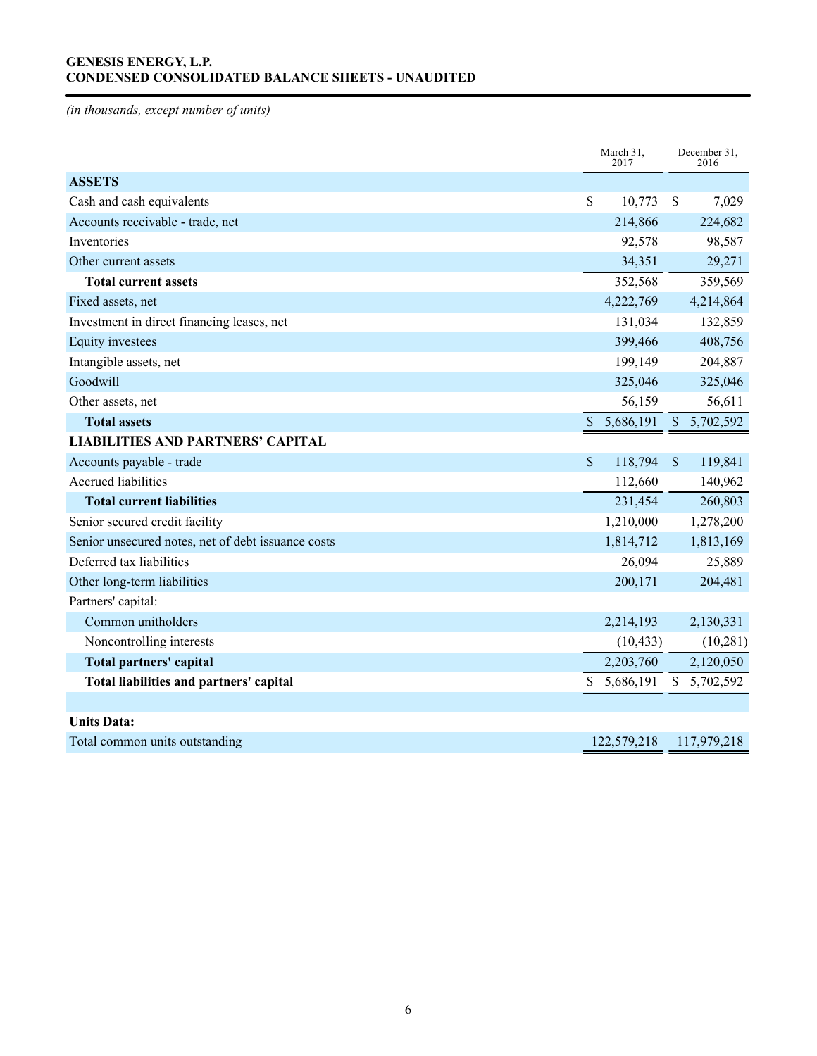**GENESIS ENERGY, L.P.**
**CONDENSED CONSOLIDATED BALANCE SHEETS - UNAUDITED**

*(in thousands, except number of units)*

| | March 31, 2017 | December 31, 2016 |
|---|---|---|
| **ASSETS** | | |
| Cash and cash equivalents | $ 10,773 | $ 7,029 |
| Accounts receivable - trade, net | 214,866 | 224,682 |
| Inventories | 92,578 | 98,587 |
| Other current assets | 34,351 | 29,271 |
| **Total current assets** | 352,568 | 359,569 |
| Fixed assets, net | 4,222,769 | 4,214,864 |
| Investment in direct financing leases, net | 131,034 | 132,859 |
| Equity investees | 399,466 | 408,756 |
| Intangible assets, net | 199,149 | 204,887 |
| Goodwill | 325,046 | 325,046 |
| Other assets, net | 56,159 | 56,611 |
| **Total assets** | $ 5,686,191 | $ 5,702,592 |
| **LIABILITIES AND PARTNERS' CAPITAL** | | |
| Accounts payable - trade | $ 118,794 | $ 119,841 |
| Accrued liabilities | 112,660 | 140,962 |
| **Total current liabilities** | 231,454 | 260,803 |
| Senior secured credit facility | 1,210,000 | 1,278,200 |
| Senior unsecured notes, net of debt issuance costs | 1,814,712 | 1,813,169 |
| Deferred tax liabilities | 26,094 | 25,889 |
| Other long-term liabilities | 200,171 | 204,481 |
| Partners' capital: | | |
| Common unitholders | 2,214,193 | 2,130,331 |
| Noncontrolling interests | (10,433) | (10,281) |
| **Total partners' capital** | 2,203,760 | 2,120,050 |
| **Total liabilities and partners' capital** | $ 5,686,191 | $ 5,702,592 |
| | | |
| **Units Data:** | | |
| Total common units outstanding | 122,579,218 | 117,979,218 |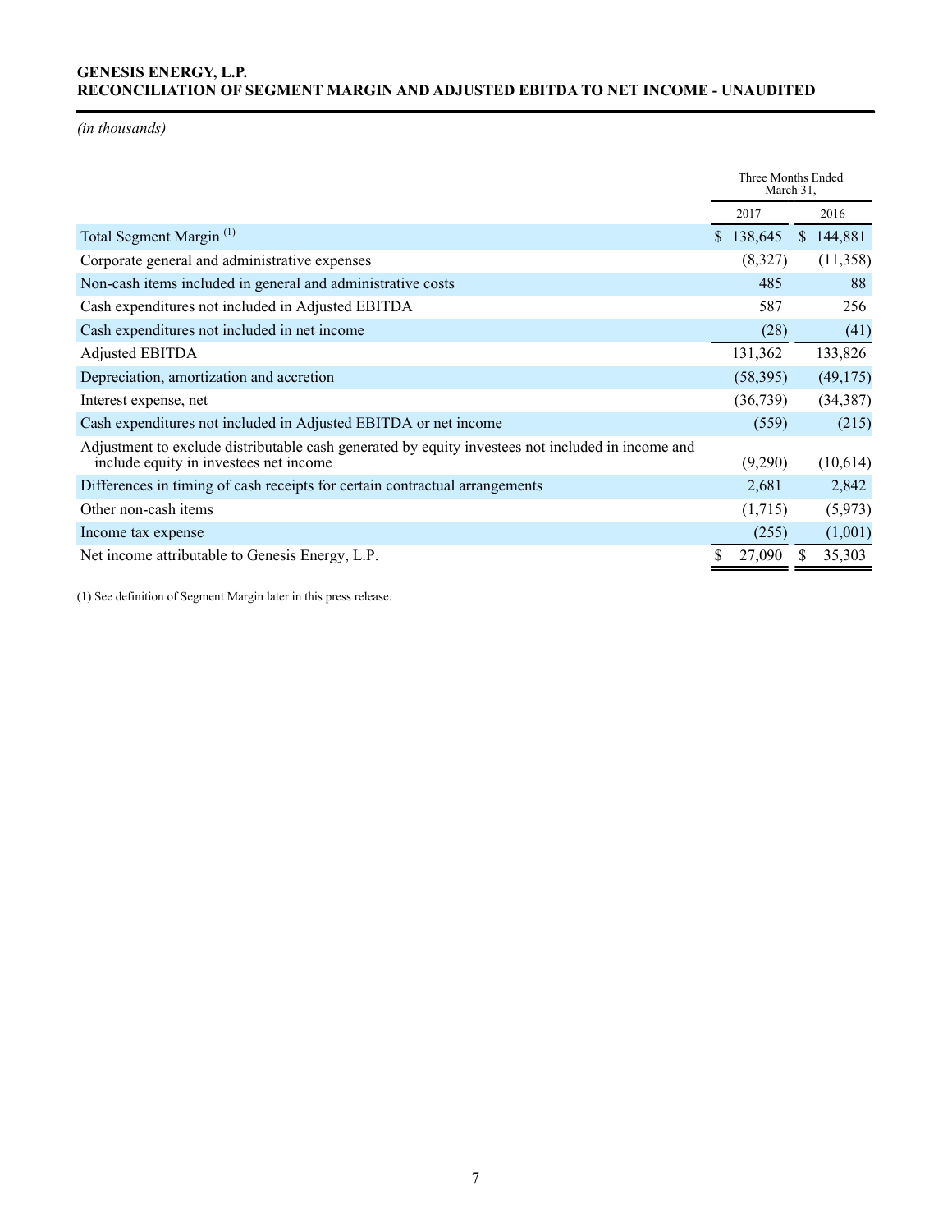**GENESIS ENERGY, L.P.**
**RECONCILIATION OF SEGMENT MARGIN AND ADJUSTED EBITDA TO NET INCOME - UNAUDITED**

*(in thousands)*

| | Three Months Ended March 31, | |
|---|---|---|
| | 2017 | 2016 |
| Total Segment Margin [(1)] | $ 138,645 | $ 144,881 |
| Corporate general and administrative expenses | (8,327) | (11,358) |
| Non-cash items included in general and administrative costs | 485 | 88 |
| Cash expenditures not included in Adjusted EBITDA | 587 | 256 |
| Cash expenditures not included in net income | (28) | (41) |
| Adjusted EBITDA | 131,362 | 133,826 |
| Depreciation, amortization and accretion | (58,395) | (49,175) |
| Interest expense, net | (36,739) | (34,387) |
| Cash expenditures not included in Adjusted EBITDA or net income | (559) | (215) |
| Adjustment to exclude distributable cash generated by equity investees not included in income and include equity in investees net income | (9,290) | (10,614) |
| Differences in timing of cash receipts for certain contractual arrangements | 2,681 | 2,842 |
| Other non-cash items | (1,715) | (5,973) |
| Income tax expense | (255) | (1,001) |
| Net income attributable to Genesis Energy, L.P. | $ 27,090 | $ 35,303 |

(1) See definition of Segment Margin later in this press release.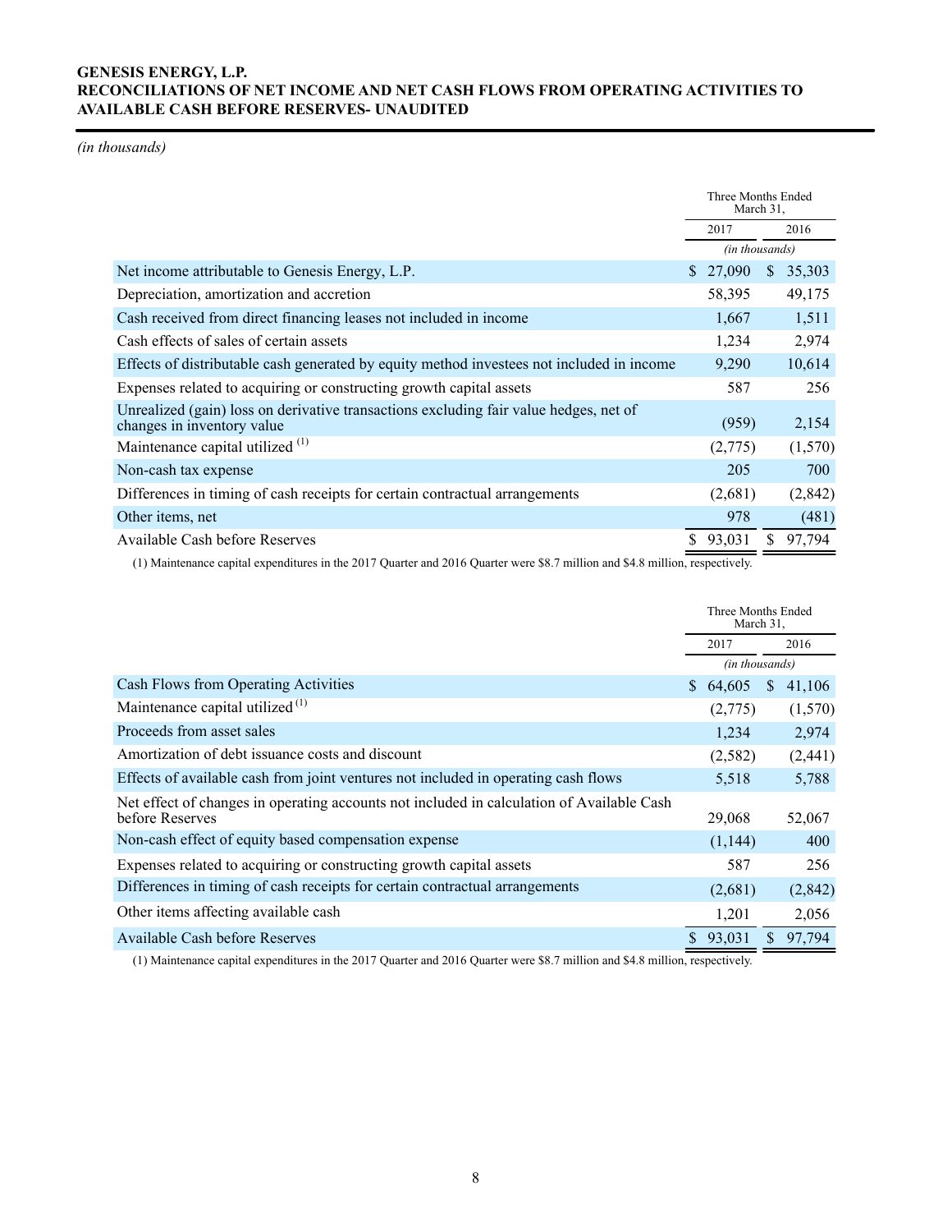**GENESIS ENERGY, L.P.**
**RECONCILIATIONS OF NET INCOME AND NET CASH FLOWS FROM OPERATING ACTIVITIES TO AVAILABLE CASH BEFORE RESERVES- UNAUDITED**

*(in thousands)*

| | Three Months Ended March 31, | |
|---|---|---|
| | 2017 | 2016 |
| | *(in thousands)* | |
| Net income attributable to Genesis Energy, L.P. | $ 27,090 | $ 35,303 |
| Depreciation, amortization and accretion | 58,395 | 49,175 |
| Cash received from direct financing leases not included in income | 1,667 | 1,511 |
| Cash effects of sales of certain assets | 1,234 | 2,974 |
| Effects of distributable cash generated by equity method investees not included in income | 9,290 | 10,614 |
| Expenses related to acquiring or constructing growth capital assets | 587 | 256 |
| Unrealized (gain) loss on derivative transactions excluding fair value hedges, net of changes in inventory value | (959) | 2,154 |
| Maintenance capital utilized [(1)] | (2,775) | (1,570) |
| Non-cash tax expense | 205 | 700 |
| Differences in timing of cash receipts for certain contractual arrangements | (2,681) | (2,842) |
| Other items, net | 978 | (481) |
| Available Cash before Reserves | $ 93,031 | $ 97,794 |

(1) Maintenance capital expenditures in the 2017 Quarter and 2016 Quarter were $8.7 million and $4.8 million, respectively.

| | Three Months Ended March 31, | |
|---|---|---|
| | 2017 | 2016 |
| | *(in thousands)* | |
| Cash Flows from Operating Activities | $ 64,605 | $ 41,106 |
| Maintenance capital utilized [(1)] | (2,775) | (1,570) |
| Proceeds from asset sales | 1,234 | 2,974 |
| Amortization of debt issuance costs and discount | (2,582) | (2,441) |
| Effects of available cash from joint ventures not included in operating cash flows | 5,518 | 5,788 |
| Net effect of changes in operating accounts not included in calculation of Available Cash before Reserves | 29,068 | 52,067 |
| Non-cash effect of equity based compensation expense | (1,144) | 400 |
| Expenses related to acquiring or constructing growth capital assets | 587 | 256 |
| Differences in timing of cash receipts for certain contractual arrangements | (2,681) | (2,842) |
| Other items affecting available cash | 1,201 | 2,056 |
| Available Cash before Reserves | $ 93,031 | $ 97,794 |

(1) Maintenance capital expenditures in the 2017 Quarter and 2016 Quarter were $8.7 million and $4.8 million, respectively.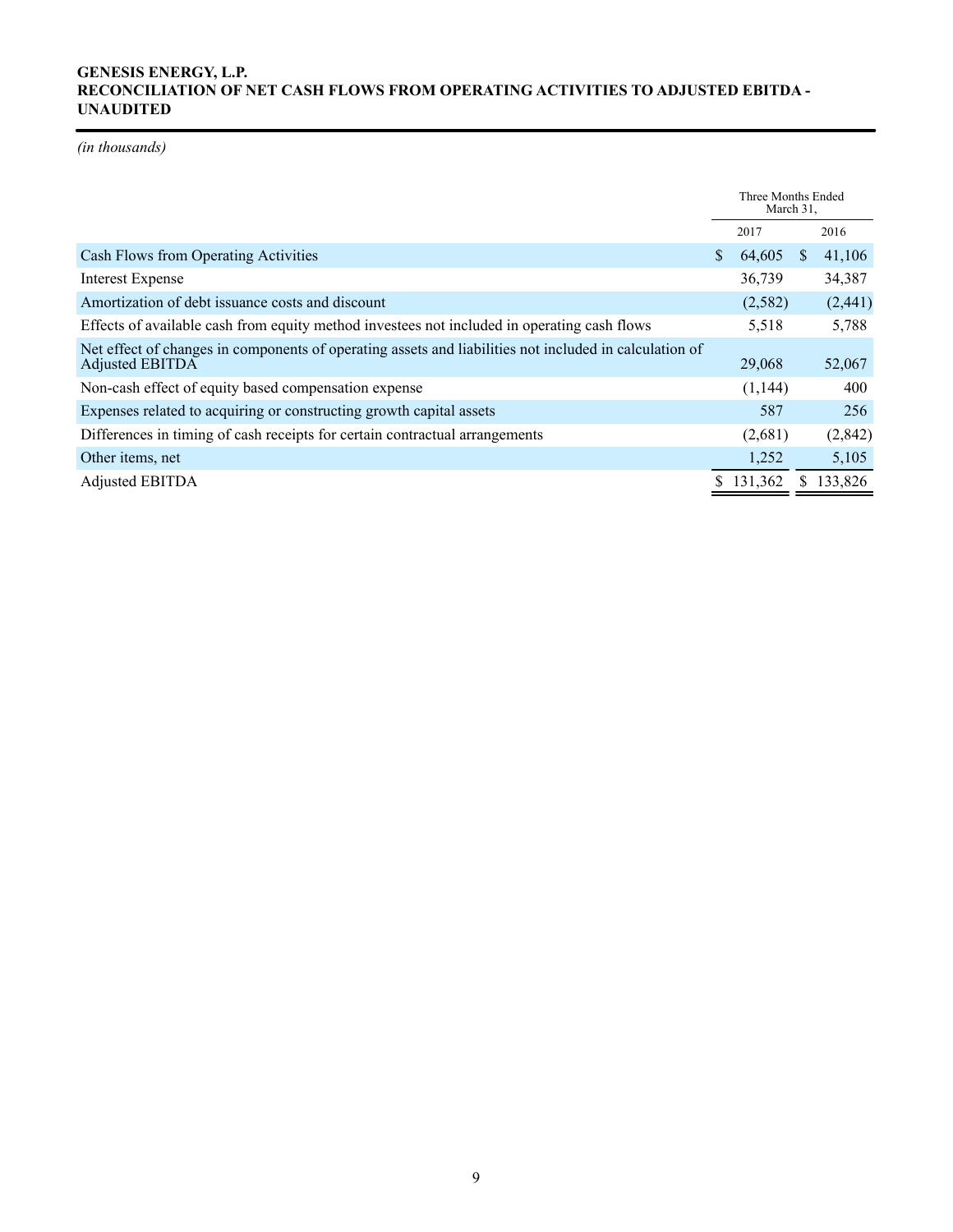**GENESIS ENERGY, L.P.**
**RECONCILIATION OF NET CASH FLOWS FROM OPERATING ACTIVITIES TO ADJUSTED EBITDA - UNAUDITED**

*(in thousands)*

| | Three Months Ended March 31, | |
|---|---|---|
| | 2017 | 2016 |
| Cash Flows from Operating Activities | $ 64,605 | $ 41,106 |
| Interest Expense | 36,739 | 34,387 |
| Amortization of debt issuance costs and discount | (2,582) | (2,441) |
| Effects of available cash from equity method investees not included in operating cash flows | 5,518 | 5,788 |
| Net effect of changes in components of operating assets and liabilities not included in calculation of Adjusted EBITDA | 29,068 | 52,067 |
| Non-cash effect of equity based compensation expense | (1,144) | 400 |
| Expenses related to acquiring or constructing growth capital assets | 587 | 256 |
| Differences in timing of cash receipts for certain contractual arrangements | (2,681) | (2,842) |
| Other items, net | 1,252 | 5,105 |
| Adjusted EBITDA | $ 131,362 | $ 133,826 |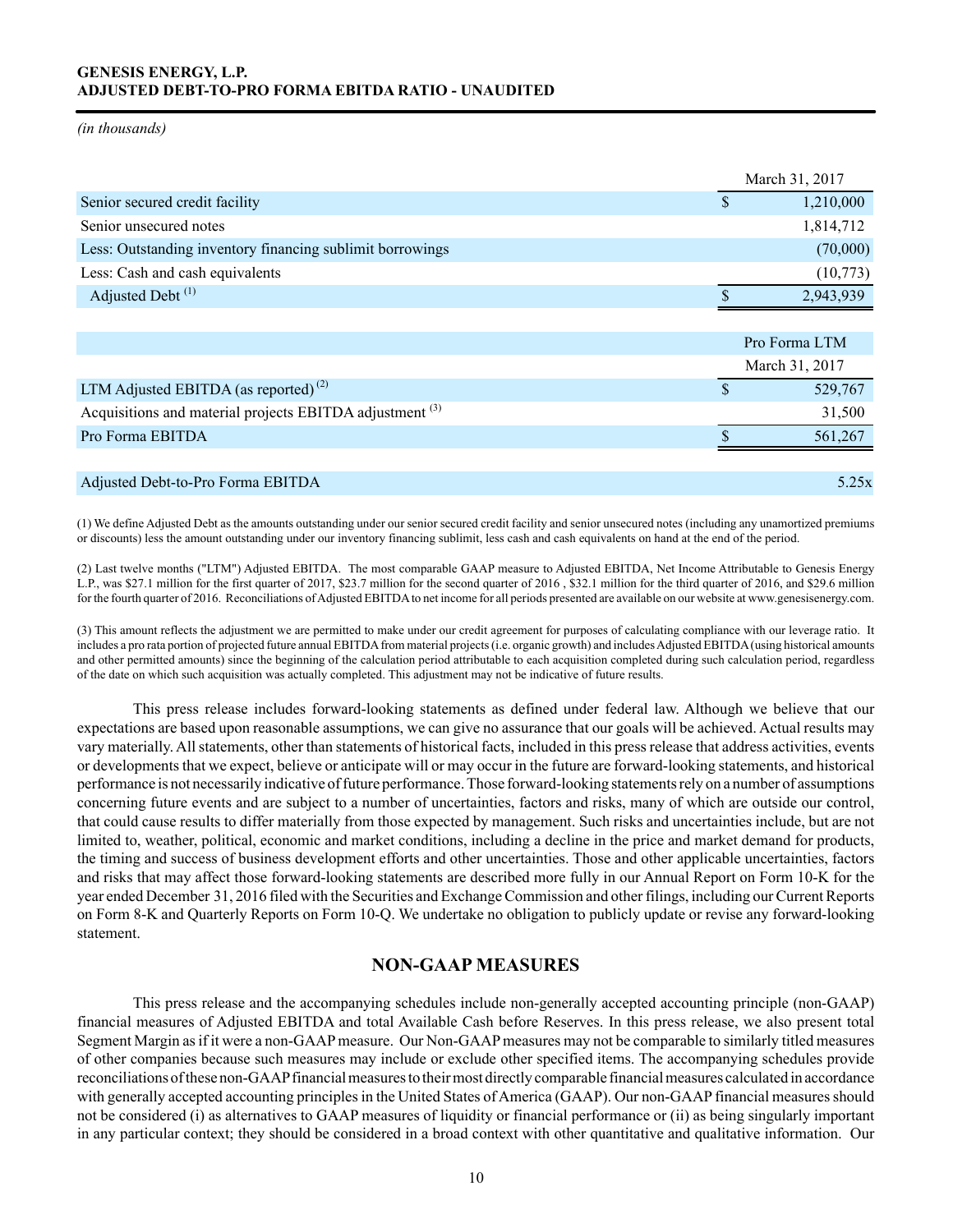**GENESIS ENERGY, L.P.**
**ADJUSTED DEBT-TO-PRO FORMA EBITDA RATIO - UNAUDITED**

*(in thousands)*

| | March 31, 2017 |
|---|---|
| Senior secured credit facility | $ 1,210,000 |
| Senior unsecured notes | 1,814,712 |
| Less: Outstanding inventory financing sublimit borrowings | (70,000) |
| Less: Cash and cash equivalents | (10,773) |
| Adjusted Debt [(1)] | $ 2,943,939 |

| | Pro Forma LTM March 31, 2017 |
|---|---|
| LTM Adjusted EBITDA (as reported) [(2)] | $ 529,767 |
| Acquisitions and material projects EBITDA adjustment [(3)] | 31,500 |
| Pro Forma EBITDA | $ 561,267 |
| | |
| Adjusted Debt-to-Pro Forma EBITDA | 5.25x |

(1) We define Adjusted Debt as the amounts outstanding under our senior secured credit facility and senior unsecured notes (including any unamortized premiums or discounts) less the amount outstanding under our inventory financing sublimit, less cash and cash equivalents on hand at the end of the period.

(2) Last twelve months ("LTM") Adjusted EBITDA. The most comparable GAAP measure to Adjusted EBITDA, Net Income Attributable to Genesis Energy L.P., was $27.1 million for the first quarter of 2017, $23.7 million for the second quarter of 2016 , $32.1 million for the third quarter of 2016, and $29.6 million for the fourth quarter of 2016. Reconciliations of Adjusted EBITDA to net income for all periods presented are available on our website at www.genesisenergy.com.

(3) This amount reflects the adjustment we are permitted to make under our credit agreement for purposes of calculating compliance with our leverage ratio. It includes a pro rata portion of projected future annual EBITDA from material projects (i.e. organic growth) and includes Adjusted EBITDA (using historical amounts and other permitted amounts) since the beginning of the calculation period attributable to each acquisition completed during such calculation period, regardless of the date on which such acquisition was actually completed. This adjustment may not be indicative of future results.

This press release includes forward-looking statements as defined under federal law. Although we believe that our expectations are based upon reasonable assumptions, we can give no assurance that our goals will be achieved. Actual results may vary materially. All statements, other than statements of historical facts, included in this press release that address activities, events or developments that we expect, believe or anticipate will or may occur in the future are forward-looking statements, and historical performance is not necessarily indicative of future performance. Those forward-looking statements rely on a number of assumptions concerning future events and are subject to a number of uncertainties, factors and risks, many of which are outside our control, that could cause results to differ materially from those expected by management. Such risks and uncertainties include, but are not limited to, weather, political, economic and market conditions, including a decline in the price and market demand for products, the timing and success of business development efforts and other uncertainties. Those and other applicable uncertainties, factors and risks that may affect those forward-looking statements are described more fully in our Annual Report on Form 10-K for the year ended December 31, 2016 filed with the Securities and Exchange Commission and other filings, including our Current Reports on Form 8-K and Quarterly Reports on Form 10-Q. We undertake no obligation to publicly update or revise any forward-looking statement.

## NON-GAAP MEASURES

This press release and the accompanying schedules include non-generally accepted accounting principle (non-GAAP) financial measures of Adjusted EBITDA and total Available Cash before Reserves. In this press release, we also present total Segment Margin as if it were a non-GAAP measure. Our Non-GAAP measures may not be comparable to similarly titled measures of other companies because such measures may include or exclude other specified items. The accompanying schedules provide reconciliations of these non-GAAP financial measures to their most directly comparable financial measures calculated in accordance with generally accepted accounting principles in the United States of America (GAAP). Our non-GAAP financial measures should not be considered (i) as alternatives to GAAP measures of liquidity or financial performance or (ii) as being singularly important in any particular context; they should be considered in a broad context with other quantitative and qualitative information. Our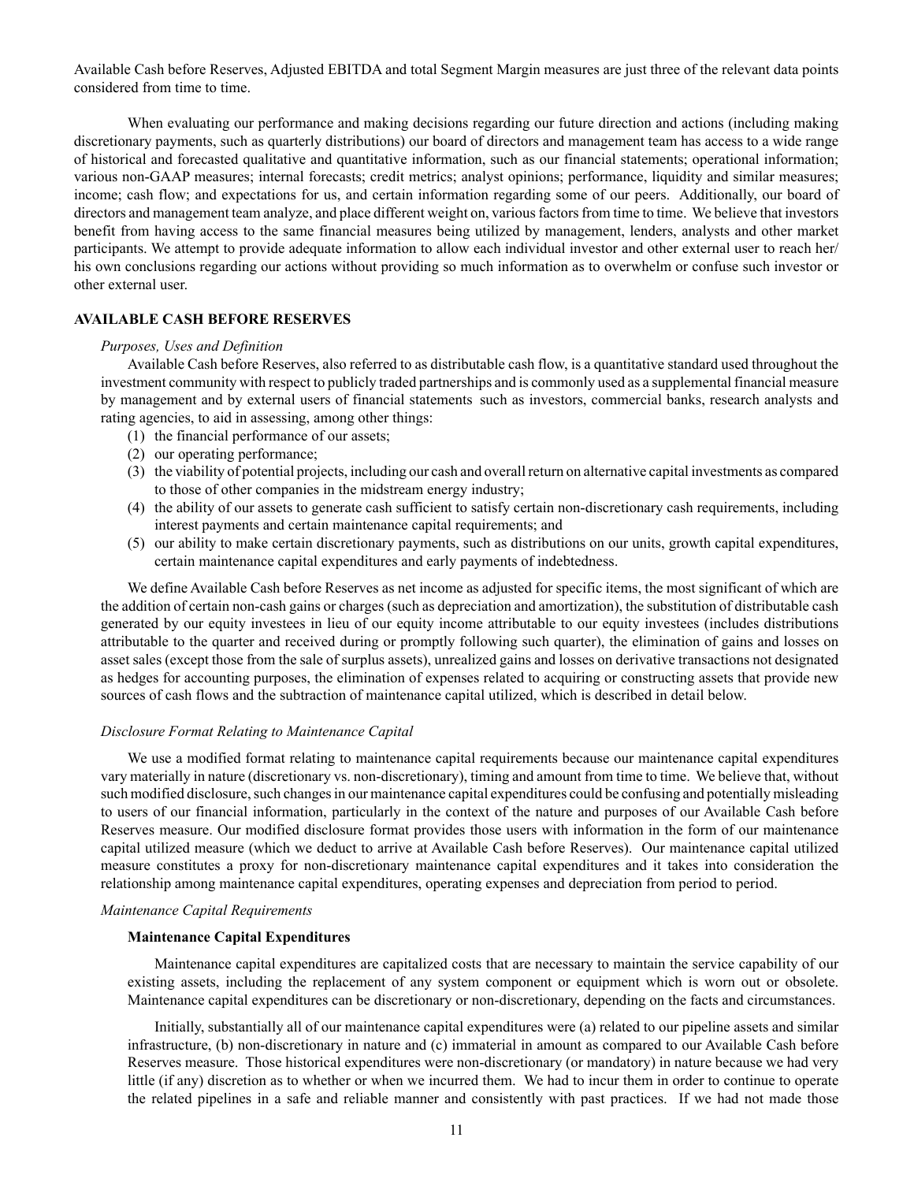Available Cash before Reserves, Adjusted EBITDA and total Segment Margin measures are just three of the relevant data points considered from time to time.

When evaluating our performance and making decisions regarding our future direction and actions (including making discretionary payments, such as quarterly distributions) our board of directors and management team has access to a wide range of historical and forecasted qualitative and quantitative information, such as our financial statements; operational information; various non-GAAP measures; internal forecasts; credit metrics; analyst opinions; performance, liquidity and similar measures; income; cash flow; and expectations for us, and certain information regarding some of our peers. Additionally, our board of directors and management team analyze, and place different weight on, various factors from time to time. We believe that investors benefit from having access to the same financial measures being utilized by management, lenders, analysts and other market participants. We attempt to provide adequate information to allow each individual investor and other external user to reach her/his own conclusions regarding our actions without providing so much information as to overwhelm or confuse such investor or other external user.

## AVAILABLE CASH BEFORE RESERVES

*Purposes, Uses and Definition*

Available Cash before Reserves, also referred to as distributable cash flow, is a quantitative standard used throughout the investment community with respect to publicly traded partnerships and is commonly used as a supplemental financial measure by management and by external users of financial statements such as investors, commercial banks, research analysts and rating agencies, to aid in assessing, among other things:

1. the financial performance of our assets;
2. our operating performance;
3. the viability of potential projects, including our cash and overall return on alternative capital investments as compared to those of other companies in the midstream energy industry;
4. the ability of our assets to generate cash sufficient to satisfy certain non-discretionary cash requirements, including interest payments and certain maintenance capital requirements; and
5. our ability to make certain discretionary payments, such as distributions on our units, growth capital expenditures, certain maintenance capital expenditures and early payments of indebtedness.

We define Available Cash before Reserves as net income as adjusted for specific items, the most significant of which are the addition of certain non-cash gains or charges (such as depreciation and amortization), the substitution of distributable cash generated by our equity investees in lieu of our equity income attributable to our equity investees (includes distributions attributable to the quarter and received during or promptly following such quarter), the elimination of gains and losses on asset sales (except those from the sale of surplus assets), unrealized gains and losses on derivative transactions not designated as hedges for accounting purposes, the elimination of expenses related to acquiring or constructing assets that provide new sources of cash flows and the subtraction of maintenance capital utilized, which is described in detail below.

*Disclosure Format Relating to Maintenance Capital*

We use a modified format relating to maintenance capital requirements because our maintenance capital expenditures vary materially in nature (discretionary vs. non-discretionary), timing and amount from time to time. We believe that, without such modified disclosure, such changes in our maintenance capital expenditures could be confusing and potentially misleading to users of our financial information, particularly in the context of the nature and purposes of our Available Cash before Reserves measure. Our modified disclosure format provides those users with information in the form of our maintenance capital utilized measure (which we deduct to arrive at Available Cash before Reserves). Our maintenance capital utilized measure constitutes a proxy for non-discretionary maintenance capital expenditures and it takes into consideration the relationship among maintenance capital expenditures, operating expenses and depreciation from period to period.

*Maintenance Capital Requirements*

**Maintenance Capital Expenditures**

Maintenance capital expenditures are capitalized costs that are necessary to maintain the service capability of our existing assets, including the replacement of any system component or equipment which is worn out or obsolete. Maintenance capital expenditures can be discretionary or non-discretionary, depending on the facts and circumstances.

Initially, substantially all of our maintenance capital expenditures were (a) related to our pipeline assets and similar infrastructure, (b) non-discretionary in nature and (c) immaterial in amount as compared to our Available Cash before Reserves measure. Those historical expenditures were non-discretionary (or mandatory) in nature because we had very little (if any) discretion as to whether or when we incurred them. We had to incur them in order to continue to operate the related pipelines in a safe and reliable manner and consistently with past practices. If we had not made those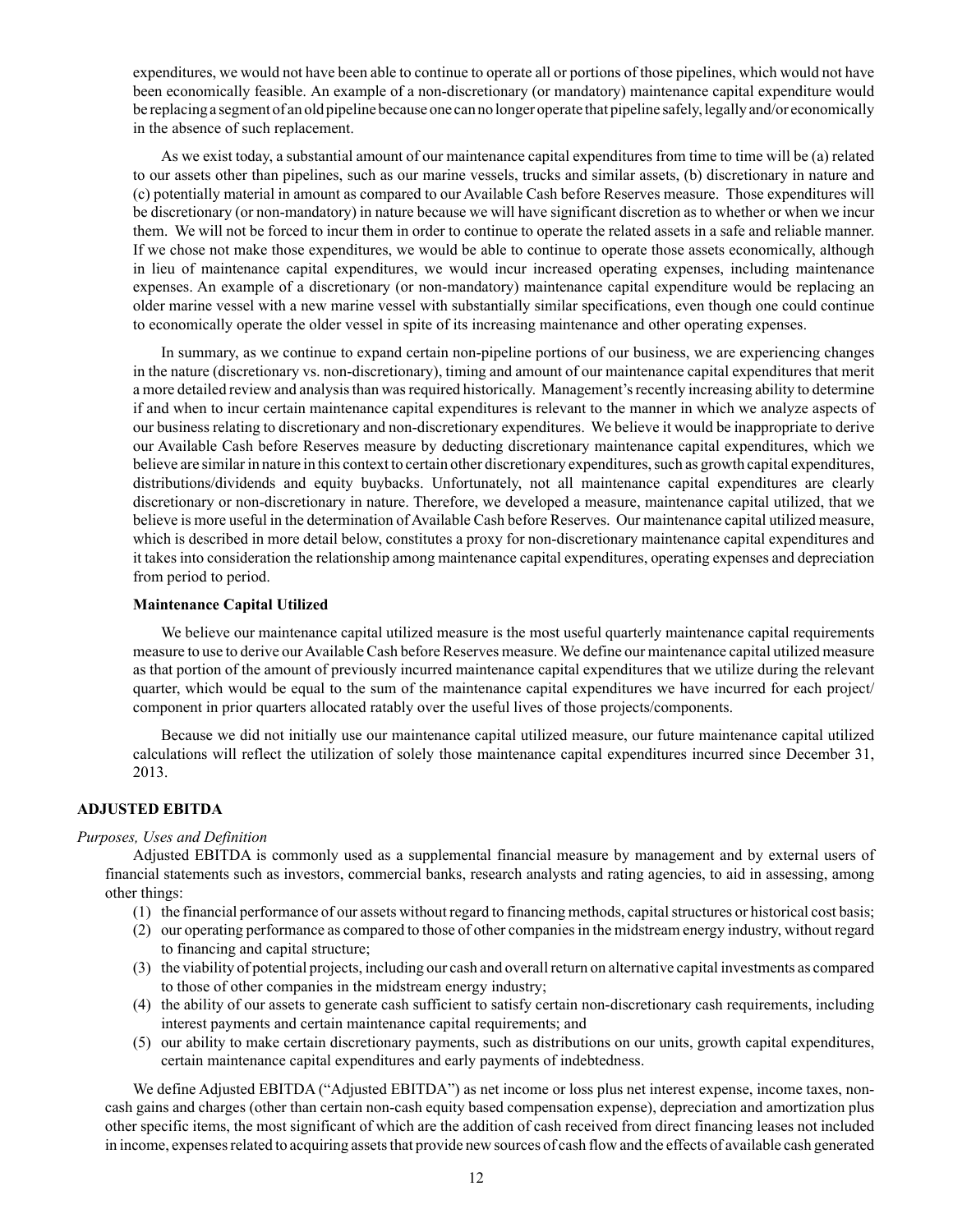expenditures, we would not have been able to continue to operate all or portions of those pipelines, which would not have been economically feasible. An example of a non-discretionary (or mandatory) maintenance capital expenditure would be replacing a segment of an old pipeline because one can no longer operate that pipeline safely, legally and/or economically in the absence of such replacement.

As we exist today, a substantial amount of our maintenance capital expenditures from time to time will be (a) related to our assets other than pipelines, such as our marine vessels, trucks and similar assets, (b) discretionary in nature and (c) potentially material in amount as compared to our Available Cash before Reserves measure. Those expenditures will be discretionary (or non-mandatory) in nature because we will have significant discretion as to whether or when we incur them. We will not be forced to incur them in order to continue to operate the related assets in a safe and reliable manner. If we chose not make those expenditures, we would be able to continue to operate those assets economically, although in lieu of maintenance capital expenditures, we would incur increased operating expenses, including maintenance expenses. An example of a discretionary (or non-mandatory) maintenance capital expenditure would be replacing an older marine vessel with a new marine vessel with substantially similar specifications, even though one could continue to economically operate the older vessel in spite of its increasing maintenance and other operating expenses.

In summary, as we continue to expand certain non-pipeline portions of our business, we are experiencing changes in the nature (discretionary vs. non-discretionary), timing and amount of our maintenance capital expenditures that merit a more detailed review and analysis than was required historically. Management's recently increasing ability to determine if and when to incur certain maintenance capital expenditures is relevant to the manner in which we analyze aspects of our business relating to discretionary and non-discretionary expenditures. We believe it would be inappropriate to derive our Available Cash before Reserves measure by deducting discretionary maintenance capital expenditures, which we believe are similar in nature in this context to certain other discretionary expenditures, such as growth capital expenditures, distributions/dividends and equity buybacks. Unfortunately, not all maintenance capital expenditures are clearly discretionary or non-discretionary in nature. Therefore, we developed a measure, maintenance capital utilized, that we believe is more useful in the determination of Available Cash before Reserves. Our maintenance capital utilized measure, which is described in more detail below, constitutes a proxy for non-discretionary maintenance capital expenditures and it takes into consideration the relationship among maintenance capital expenditures, operating expenses and depreciation from period to period.

**Maintenance Capital Utilized**

We believe our maintenance capital utilized measure is the most useful quarterly maintenance capital requirements measure to use to derive our Available Cash before Reserves measure. We define our maintenance capital utilized measure as that portion of the amount of previously incurred maintenance capital expenditures that we utilize during the relevant quarter, which would be equal to the sum of the maintenance capital expenditures we have incurred for each project/component in prior quarters allocated ratably over the useful lives of those projects/components.

Because we did not initially use our maintenance capital utilized measure, our future maintenance capital utilized calculations will reflect the utilization of solely those maintenance capital expenditures incurred since December 31, 2013.

## ADJUSTED EBITDA

*Purposes, Uses and Definition*

Adjusted EBITDA is commonly used as a supplemental financial measure by management and by external users of financial statements such as investors, commercial banks, research analysts and rating agencies, to aid in assessing, among other things:

(1) the financial performance of our assets without regard to financing methods, capital structures or historical cost basis;
(2) our operating performance as compared to those of other companies in the midstream energy industry, without regard to financing and capital structure;
(3) the viability of potential projects, including our cash and overall return on alternative capital investments as compared to those of other companies in the midstream energy industry;
(4) the ability of our assets to generate cash sufficient to satisfy certain non-discretionary cash requirements, including interest payments and certain maintenance capital requirements; and
(5) our ability to make certain discretionary payments, such as distributions on our units, growth capital expenditures, certain maintenance capital expenditures and early payments of indebtedness.

We define Adjusted EBITDA ("Adjusted EBITDA") as net income or loss plus net interest expense, income taxes, non-cash gains and charges (other than certain non-cash equity based compensation expense), depreciation and amortization plus other specific items, the most significant of which are the addition of cash received from direct financing leases not included in income, expenses related to acquiring assets that provide new sources of cash flow and the effects of available cash generated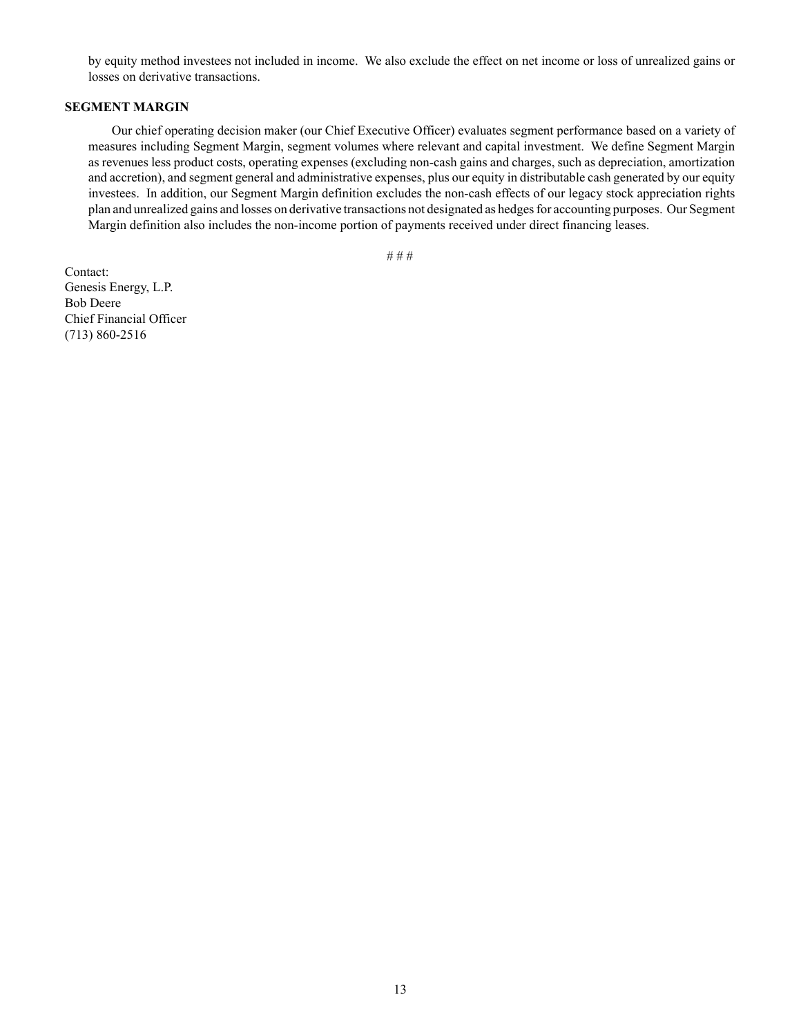by equity method investees not included in income. We also exclude the effect on net income or loss of unrealized gains or losses on derivative transactions.

### SEGMENT MARGIN

Our chief operating decision maker (our Chief Executive Officer) evaluates segment performance based on a variety of measures including Segment Margin, segment volumes where relevant and capital investment. We define Segment Margin as revenues less product costs, operating expenses (excluding non-cash gains and charges, such as depreciation, amortization and accretion), and segment general and administrative expenses, plus our equity in distributable cash generated by our equity investees. In addition, our Segment Margin definition excludes the non-cash effects of our legacy stock appreciation rights plan and unrealized gains and losses on derivative transactions not designated as hedges for accounting purposes. Our Segment Margin definition also includes the non-income portion of payments received under direct financing leases.

# # #

Contact:
Genesis Energy, L.P.
Bob Deere
Chief Financial Officer
(713) 860-2516